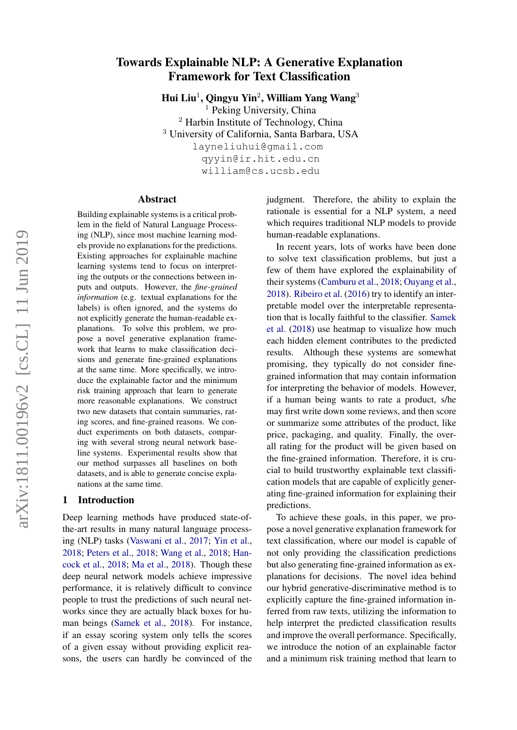# Towards Explainable NLP: A Generative Explanation Framework for Text Classification

**Hui Liu**[1], **Qingyu Yin**[2], **William Yang Wang**[3]

[1] Peking University, China
[2] Harbin Institute of Technology, China
[3] University of California, Santa Barbara, USA

layneliuhui@gmail.com
qyyin@ir.hit.edu.cn
william@cs.ucsb.edu

## Abstract

Building explainable systems is a critical problem in the field of Natural Language Processing (NLP), since most machine learning models provide no explanations for the predictions. Existing approaches for explainable machine learning systems tend to focus on interpreting the outputs or the connections between inputs and outputs. However, the *fine-grained information* (e.g. textual explanations for the labels) is often ignored, and the systems do not explicitly generate the human-readable explanations. To solve this problem, we propose a novel generative explanation framework that learns to make classification decisions and generate fine-grained explanations at the same time. More specifically, we introduce the explainable factor and the minimum risk training approach that learn to generate more reasonable explanations. We construct two new datasets that contain summaries, rating scores, and fine-grained reasons. We conduct experiments on both datasets, comparing with several strong neural network baseline systems. Experimental results show that our method surpasses all baselines on both datasets, and is able to generate concise explanations at the same time.

## 1 Introduction

Deep learning methods have produced state-of-the-art results in many natural language processing (NLP) tasks (Vaswani et al., 2017; Yin et al., 2018; Peters et al., 2018; Wang et al., 2018; Hancock et al., 2018; Ma et al., 2018). Though these deep neural network models achieve impressive performance, it is relatively difficult to convince people to trust the predictions of such neural networks since they are actually black boxes for human beings (Samek et al., 2018). For instance, if an essay scoring system only tells the scores of a given essay without providing explicit reasons, the users can hardly be convinced of the judgment. Therefore, the ability to explain the rationale is essential for a NLP system, a need which requires traditional NLP models to provide human-readable explanations.

In recent years, lots of works have been done to solve text classification problems, but just a few of them have explored the explainability of their systems (Camburu et al., 2018; Ouyang et al., 2018). Ribeiro et al. (2016) try to identify an interpretable model over the interpretable representation that is locally faithful to the classifier. Samek et al. (2018) use heatmap to visualize how much each hidden element contributes to the predicted results. Although these systems are somewhat promising, they typically do not consider fine-grained information that may contain information for interpreting the behavior of models. However, if a human being wants to rate a product, s/he may first write down some reviews, and then score or summarize some attributes of the product, like price, packaging, and quality. Finally, the overall rating for the product will be given based on the fine-grained information. Therefore, it is crucial to build trustworthy explainable text classification models that are capable of explicitly generating fine-grained information for explaining their predictions.

To achieve these goals, in this paper, we propose a novel generative explanation framework for text classification, where our model is capable of not only providing the classification predictions but also generating fine-grained information as explanations for decisions. The novel idea behind our hybrid generative-discriminative method is to explicitly capture the fine-grained information inferred from raw texts, utilizing the information to help interpret the predicted classification results and improve the overall performance. Specifically, we introduce the notion of an explainable factor and a minimum risk training method that learn to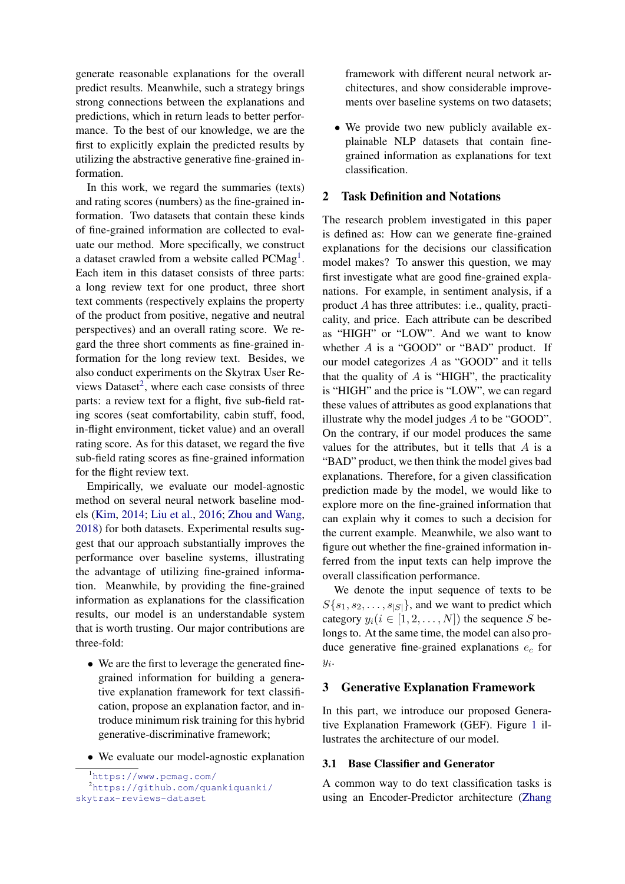generate reasonable explanations for the overall predict results. Meanwhile, such a strategy brings strong connections between the explanations and predictions, which in return leads to better performance. To the best of our knowledge, we are the first to explicitly explain the predicted results by utilizing the abstractive generative fine-grained information.

In this work, we regard the summaries (texts) and rating scores (numbers) as the fine-grained information. Two datasets that contain these kinds of fine-grained information are collected to evaluate our method. More specifically, we construct a dataset crawled from a website called PCMag[1]. Each item in this dataset consists of three parts: a long review text for one product, three short text comments (respectively explains the property of the product from positive, negative and neutral perspectives) and an overall rating score. We regard the three short comments as fine-grained information for the long review text. Besides, we also conduct experiments on the Skytrax User Reviews Dataset[2], where each case consists of three parts: a review text for a flight, five sub-field rating scores (seat comfortability, cabin stuff, food, in-flight environment, ticket value) and an overall rating score. As for this dataset, we regard the five sub-field rating scores as fine-grained information for the flight review text.

Empirically, we evaluate our model-agnostic method on several neural network baseline models (Kim, 2014; Liu et al., 2016; Zhou and Wang, 2018) for both datasets. Experimental results suggest that our approach substantially improves the performance over baseline systems, illustrating the advantage of utilizing fine-grained information. Meanwhile, by providing the fine-grained information as explanations for the classification results, our model is an understandable system that is worth trusting. Our major contributions are three-fold:

- We are the first to leverage the generated fine-grained information for building a generative explanation framework for text classification, propose an explanation factor, and introduce minimum risk training for this hybrid generative-discriminative framework;
- We evaluate our model-agnostic explanation framework with different neural network architectures, and show considerable improvements over baseline systems on two datasets;
- We provide two new publicly available explainable NLP datasets that contain fine-grained information as explanations for text classification.

[1] https://www.pcmag.com/

[2] https://github.com/quankiquanki/skytrax-reviews-dataset

## 2 Task Definition and Notations

The research problem investigated in this paper is defined as: How can we generate fine-grained explanations for the decisions our classification model makes? To answer this question, we may first investigate what are good fine-grained explanations. For example, in sentiment analysis, if a product $A$ has three attributes: i.e., quality, practicality, and price. Each attribute can be described as "HIGH" or "LOW". And we want to know whether $A$ is a "GOOD" or "BAD" product. If our model categorizes $A$ as "GOOD" and it tells that the quality of $A$ is "HIGH", the practicality is "HIGH" and the price is "LOW", we can regard these values of attributes as good explanations that illustrate why the model judges $A$ to be "GOOD". On the contrary, if our model produces the same values for the attributes, but it tells that $A$ is a "BAD" product, we then think the model gives bad explanations. Therefore, for a given classification prediction made by the model, we would like to explore more on the fine-grained information that can explain why it comes to such a decision for the current example. Meanwhile, we also want to figure out whether the fine-grained information inferred from the input texts can help improve the overall classification performance.

We denote the input sequence of texts to be $S\{s_1, s_2, \ldots, s_{|S|}\}$, and we want to predict which category $y_i (i \in [1, 2, \ldots, N])$ the sequence $S$ belongs to. At the same time, the model can also produce generative fine-grained explanations $e_c$ for $y_i$.

## 3 Generative Explanation Framework

In this part, we introduce our proposed Generative Explanation Framework (GEF). Figure 1 illustrates the architecture of our model.

### 3.1 Base Classifier and Generator

A common way to do text classification tasks is using an Encoder-Predictor architecture (Zhang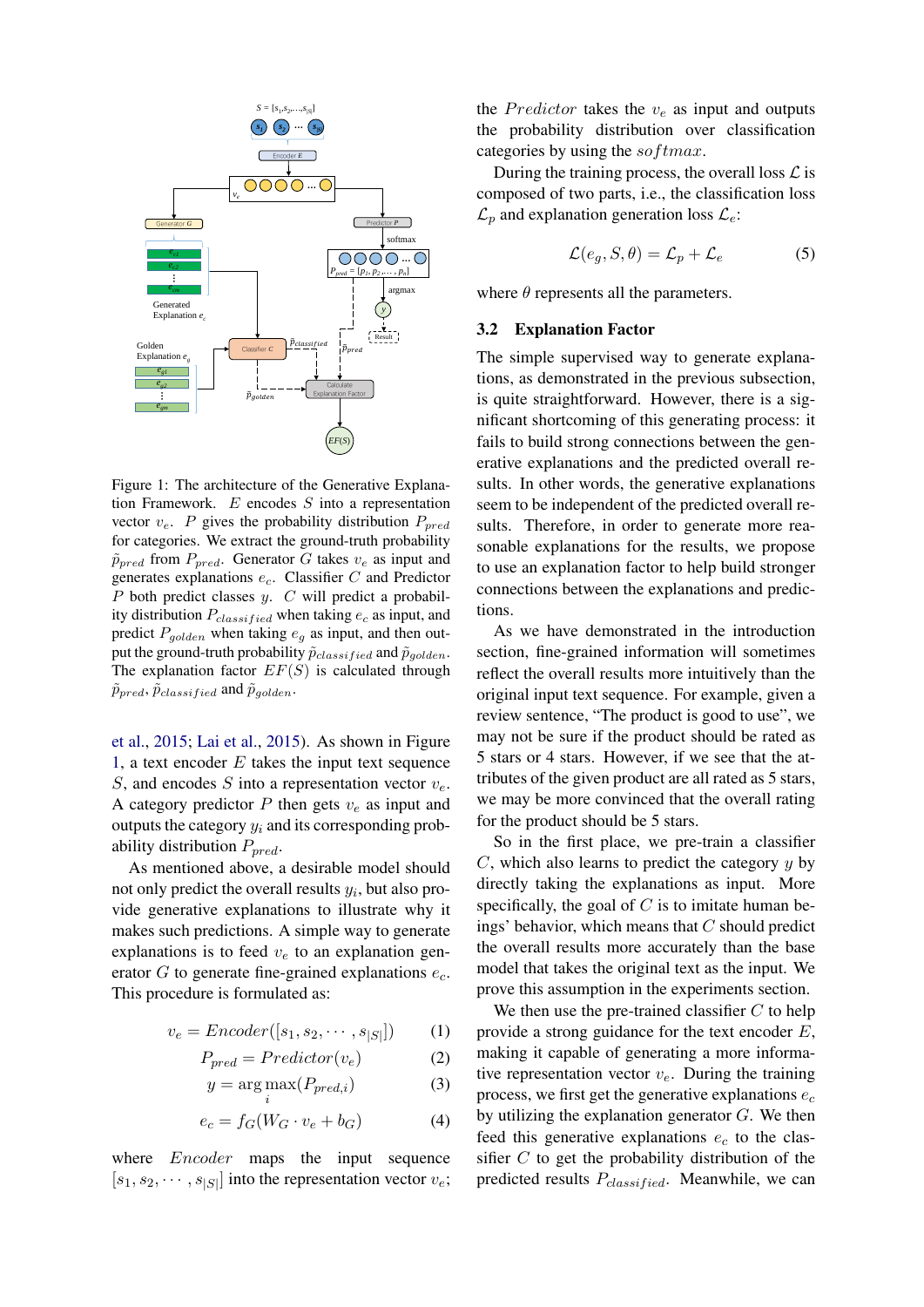Figure 1: The architecture of the Generative Explanation Framework. $E$ encodes $S$ into a representation vector $v_e$. $P$ gives the probability distribution $P_{pred}$ for categories. We extract the ground-truth probability $\tilde{p}_{pred}$ from $P_{pred}$. Generator $G$ takes $v_e$ as input and generates explanations $e_c$. Classifier $C$ and Predictor $P$ both predict classes $y$. $C$ will predict a probability distribution $P_{classified}$ when taking $e_c$ as input, and predict $P_{golden}$ when taking $e_g$ as input, and then output the ground-truth probability $\tilde{p}_{classified}$ and $\tilde{p}_{golden}$. The explanation factor $EF(S)$ is calculated through $\tilde{p}_{pred}$, $\tilde{p}_{classified}$ and $\tilde{p}_{golden}$.

et al., 2015; Lai et al., 2015). As shown in Figure 1, a text encoder $E$ takes the input text sequence $S$, and encodes $S$ into a representation vector $v_e$. A category predictor $P$ then gets $v_e$ as input and outputs the category $y_i$ and its corresponding probability distribution $P_{pred}$.

As mentioned above, a desirable model should not only predict the overall results $y_i$, but also provide generative explanations to illustrate why it makes such predictions. A simple way to generate explanations is to feed $v_e$ to an explanation generator $G$ to generate fine-grained explanations $e_c$. This procedure is formulated as:

$$v_e = Encoder([s_1, s_2, \cdots, s_{|S|}]) \tag{1}$$

$$P_{pred} = Predictor(v_e) \tag{2}$$

$$y = \arg\max_i (P_{pred,i}) \tag{3}$$

$$e_c = f_G(W_G \cdot v_e + b_G) \tag{4}$$

where $Encoder$ maps the input sequence $[s_1, s_2, \cdots, s_{|S|}]$ into the representation vector $v_e$; the $Predictor$ takes the $v_e$ as input and outputs the probability distribution over classification categories by using the $softmax$.

During the training process, the overall loss $\mathcal{L}$ is composed of two parts, i.e., the classification loss $\mathcal{L}_p$ and explanation generation loss $\mathcal{L}_e$:

$$\mathcal{L}(e_g, S, \theta) = \mathcal{L}_p + \mathcal{L}_e \tag{5}$$

where $\theta$ represents all the parameters.

### 3.2 Explanation Factor

The simple supervised way to generate explanations, as demonstrated in the previous subsection, is quite straightforward. However, there is a significant shortcoming of this generating process: it fails to build strong connections between the generative explanations and the predicted overall results. In other words, the generative explanations seem to be independent of the predicted overall results. Therefore, in order to generate more reasonable explanations for the results, we propose to use an explanation factor to help build stronger connections between the explanations and predictions.

As we have demonstrated in the introduction section, fine-grained information will sometimes reflect the overall results more intuitively than the original input text sequence. For example, given a review sentence, "The product is good to use", we may not be sure if the product should be rated as 5 stars or 4 stars. However, if we see that the attributes of the given product are all rated as 5 stars, we may be more convinced that the overall rating for the product should be 5 stars.

So in the first place, we pre-train a classifier $C$, which also learns to predict the category $y$ by directly taking the explanations as input. More specifically, the goal of $C$ is to imitate human beings' behavior, which means that $C$ should predict the overall results more accurately than the base model that takes the original text as the input. We prove this assumption in the experiments section.

We then use the pre-trained classifier $C$ to help provide a strong guidance for the text encoder $E$, making it capable of generating a more informative representation vector $v_e$. During the training process, we first get the generative explanations $e_c$ by utilizing the explanation generator $G$. We then feed this generative explanations $e_c$ to the classifier $C$ to get the probability distribution of the predicted results $P_{classified}$. Meanwhile, we can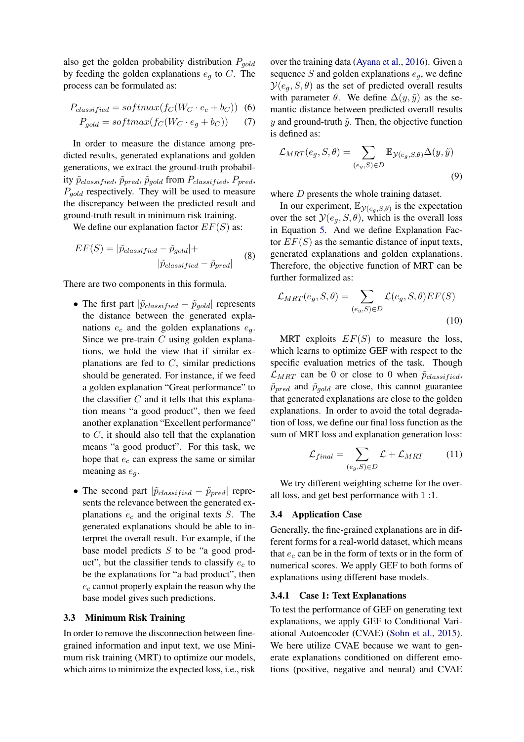also get the golden probability distribution $P_{gold}$ by feeding the golden explanations $e_g$ to $C$. The process can be formulated as:

$$P_{classified} = softmax(f_C(W_C \cdot e_c + b_C)) \quad (6)$$

$$P_{gold} = softmax(f_C(W_C \cdot e_g + b_C)) \quad (7)$$

In order to measure the distance among predicted results, generated explanations and golden generations, we extract the ground-truth probability $\tilde{p}_{classified}$, $\tilde{p}_{pred}$, $\tilde{p}_{gold}$ from $P_{classified}$, $P_{pred}$, $P_{gold}$ respectively. They will be used to measure the discrepancy between the predicted result and ground-truth result in minimum risk training.

We define our explanation factor $EF(S)$ as:

$$EF(S) = |\tilde{p}_{classified} - \tilde{p}_{gold}| + |\tilde{p}_{classified} - \tilde{p}_{pred}| \quad (8)$$

There are two components in this formula.

- The first part $|\tilde{p}_{classified} - \tilde{p}_{gold}|$ represents the distance between the generated explanations $e_c$ and the golden explanations $e_g$. Since we pre-train $C$ using golden explanations, we hold the view that if similar explanations are fed to $C$, similar predictions should be generated. For instance, if we feed a golden explanation "Great performance" to the classifier $C$ and it tells that this explanation means "a good product", then we feed another explanation "Excellent performance" to $C$, it should also tell that the explanation means "a good product". For this task, we hope that $e_c$ can express the same or similar meaning as $e_g$.
- The second part $|\tilde{p}_{classified} - \tilde{p}_{pred}|$ represents the relevance between the generated explanations $e_c$ and the original texts $S$. The generated explanations should be able to interpret the overall result. For example, if the base model predicts $S$ to be "a good product", but the classifier tends to classify $e_c$ to be the explanations for "a bad product", then $e_c$ cannot properly explain the reason why the base model gives such predictions.

### 3.3 Minimum Risk Training

In order to remove the disconnection between fine-grained information and input text, we use Minimum risk training (MRT) to optimize our models, which aims to minimize the expected loss, i.e., risk over the training data (Ayana et al., 2016). Given a sequence $S$ and golden explanations $e_g$, we define $\mathcal{Y}(e_g, S, \theta)$ as the set of predicted overall results with parameter $\theta$. We define $\Delta(y, \tilde{y})$ as the semantic distance between predicted overall results $y$ and ground-truth $\tilde{y}$. Then, the objective function is defined as:

$$\mathcal{L}_{MRT}(e_g, S, \theta) = \sum_{(e_g, S) \in D} \mathbb{E}_{\mathcal{Y}(e_g, S, \theta)} \Delta(y, \tilde{y}) \quad (9)$$

where $D$ presents the whole training dataset.

In our experiment, $\mathbb{E}_{\mathcal{Y}(e_g, S, \theta)}$ is the expectation over the set $\mathcal{Y}(e_g, S, \theta)$, which is the overall loss in Equation 5. And we define Explanation Factor $EF(S)$ as the semantic distance of input texts, generated explanations and golden explanations. Therefore, the objective function of MRT can be further formalized as:

$$\mathcal{L}_{MRT}(e_g, S, \theta) = \sum_{(e_g, S) \in D} \mathcal{L}(e_g, S, \theta) EF(S) \quad (10)$$

MRT exploits $EF(S)$ to measure the loss, which learns to optimize GEF with respect to the specific evaluation metrics of the task. Though $\mathcal{L}_{MRT}$ can be 0 or close to 0 when $\tilde{p}_{classified}$, $\tilde{p}_{pred}$ and $\tilde{p}_{gold}$ are close, this cannot guarantee that generated explanations are close to the golden explanations. In order to avoid the total degradation of loss, we define our final loss function as the sum of MRT loss and explanation generation loss:

$$\mathcal{L}_{final} = \sum_{(e_g, S) \in D} \mathcal{L} + \mathcal{L}_{MRT} \quad (11)$$

We try different weighting scheme for the overall loss, and get best performance with 1 :1.

### 3.4 Application Case

Generally, the fine-grained explanations are in different forms for a real-world dataset, which means that $e_c$ can be in the form of texts or in the form of numerical scores. We apply GEF to both forms of explanations using different base models.

#### 3.4.1 Case 1: Text Explanations

To test the performance of GEF on generating text explanations, we apply GEF to Conditional Variational Autoencoder (CVAE) (Sohn et al., 2015). We here utilize CVAE because we want to generate explanations conditioned on different emotions (positive, negative and neural) and CVAE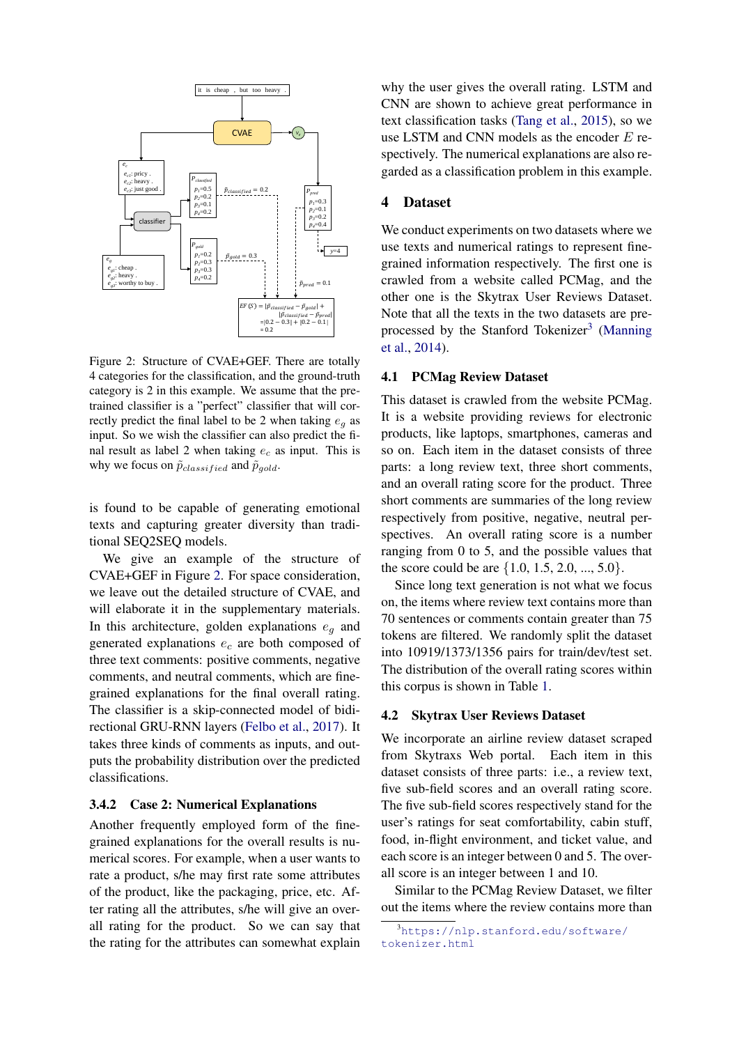Figure 2: Structure of CVAE+GEF. There are totally 4 categories for the classification, and the ground-truth category is 2 in this example. We assume that the pre-trained classifier is a "perfect" classifier that will correctly predict the final label to be 2 when taking $e_g$ as input. So we wish the classifier can also predict the final result as label 2 when taking $e_c$ as input. This is why we focus on $\tilde{p}_{classified}$ and $\tilde{p}_{gold}$.

is found to be capable of generating emotional texts and capturing greater diversity than traditional SEQ2SEQ models.

We give an example of the structure of CVAE+GEF in Figure 2. For space consideration, we leave out the detailed structure of CVAE, and will elaborate it in the supplementary materials. In this architecture, golden explanations $e_g$ and generated explanations $e_c$ are both composed of three text comments: positive comments, negative comments, and neutral comments, which are fine-grained explanations for the final overall rating. The classifier is a skip-connected model of bidirectional GRU-RNN layers (Felbo et al., 2017). It takes three kinds of comments as inputs, and outputs the probability distribution over the predicted classifications.

### 3.4.2 Case 2: Numerical Explanations

Another frequently employed form of the fine-grained explanations for the overall results is numerical scores. For example, when a user wants to rate a product, s/he may first rate some attributes of the product, like the packaging, price, etc. After rating all the attributes, s/he will give an overall rating for the product. So we can say that the rating for the attributes can somewhat explain why the user gives the overall rating. LSTM and CNN are shown to achieve great performance in text classification tasks (Tang et al., 2015), so we use LSTM and CNN models as the encoder $E$ respectively. The numerical explanations are also regarded as a classification problem in this example.

## 4 Dataset

We conduct experiments on two datasets where we use texts and numerical ratings to represent fine-grained information respectively. The first one is crawled from a website called PCMag, and the other one is the Skytrax User Reviews Dataset. Note that all the texts in the two datasets are pre-processed by the Stanford Tokenizer[3] (Manning et al., 2014).

### 4.1 PCMag Review Dataset

This dataset is crawled from the website PCMag. It is a website providing reviews for electronic products, like laptops, smartphones, cameras and so on. Each item in the dataset consists of three parts: a long review text, three short comments, and an overall rating score for the product. Three short comments are summaries of the long review respectively from positive, negative, neutral perspectives. An overall rating score is a number ranging from 0 to 5, and the possible values that the score could be are $\{1.0, 1.5, 2.0, ..., 5.0\}$.

Since long text generation is not what we focus on, the items where review text contains more than 70 sentences or comments contain greater than 75 tokens are filtered. We randomly split the dataset into 10919/1373/1356 pairs for train/dev/test set. The distribution of the overall rating scores within this corpus is shown in Table 1.

### 4.2 Skytrax User Reviews Dataset

We incorporate an airline review dataset scraped from Skytraxs Web portal. Each item in this dataset consists of three parts: i.e., a review text, five sub-field scores and an overall rating score. The five sub-field scores respectively stand for the user's ratings for seat comfortability, cabin stuff, food, in-flight environment, and ticket value, and each score is an integer between 0 and 5. The overall score is an integer between 1 and 10.

Similar to the PCMag Review Dataset, we filter out the items where the review contains more than

[3] https://nlp.stanford.edu/software/tokenizer.html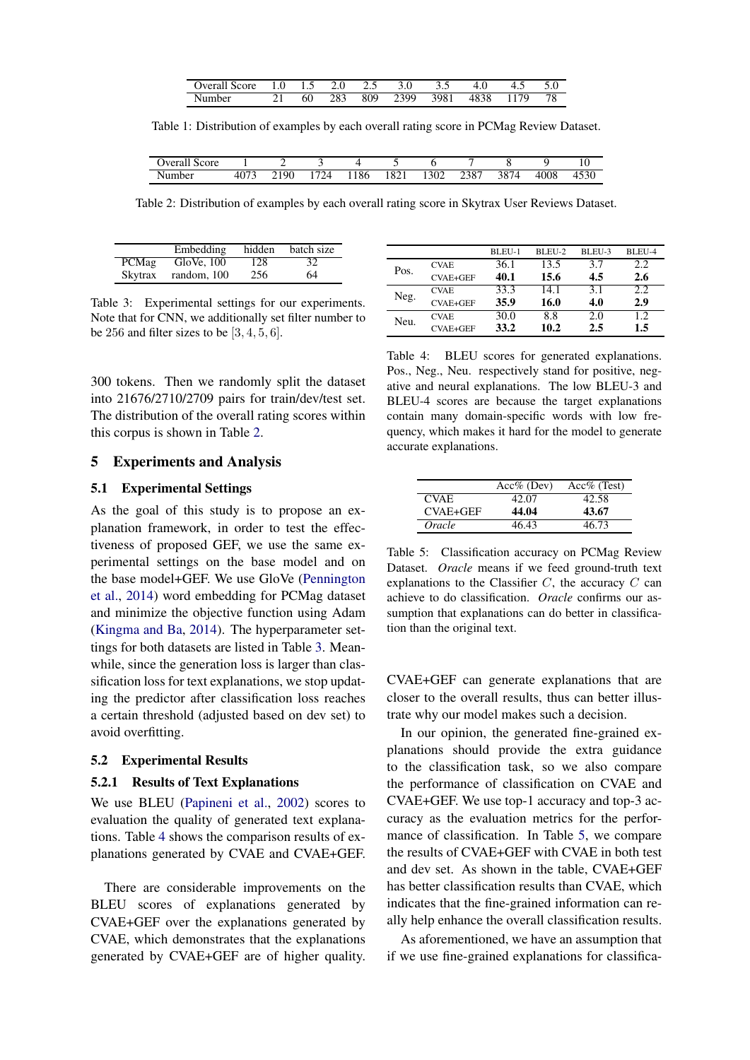| Overall Score | 1.0 | 1.5 | 2.0 | 2.5 | 3.0 | 3.5 | 4.0 | 4.5 | 5.0 |
|---|---|---|---|---|---|---|---|---|---|
| Number | 21 | 60 | 283 | 809 | 2399 | 3981 | 4838 | 1179 | 78 |

Table 1: Distribution of examples by each overall rating score in PCMag Review Dataset.

| Overall Score | 1 | 2 | 3 | 4 | 5 | 6 | 7 | 8 | 9 | 10 |
|---|---|---|---|---|---|---|---|---|---|---|
| Number | 4073 | 2190 | 1724 | 1186 | 1821 | 1302 | 2387 | 3874 | 4008 | 4530 |

Table 2: Distribution of examples by each overall rating score in Skytrax User Reviews Dataset.

| | Embedding | hidden | batch size |
|---|---|---|---|
| PCMag | GloVe, 100 | 128 | 32 |
| Skytrax | random, 100 | 256 | 64 |

Table 3: Experimental settings for our experiments. Note that for CNN, we additionally set filter number to be 256 and filter sizes to be $[3, 4, 5, 6]$.

300 tokens. Then we randomly split the dataset into 21676/2710/2709 pairs for train/dev/test set. The distribution of the overall rating scores within this corpus is shown in Table 2.

## 5 Experiments and Analysis

### 5.1 Experimental Settings

As the goal of this study is to propose an explanation framework, in order to test the effectiveness of proposed GEF, we use the same experimental settings on the base model and on the base model+GEF. We use GloVe (Pennington et al., 2014) word embedding for PCMag dataset and minimize the objective function using Adam (Kingma and Ba, 2014). The hyperparameter settings for both datasets are listed in Table 3. Meanwhile, since the generation loss is larger than classification loss for text explanations, we stop updating the predictor after classification loss reaches a certain threshold (adjusted based on dev set) to avoid overfitting.

### 5.2 Experimental Results

#### 5.2.1 Results of Text Explanations

We use BLEU (Papineni et al., 2002) scores to evaluation the quality of generated text explanations. Table 4 shows the comparison results of explanations generated by CVAE and CVAE+GEF.

There are considerable improvements on the BLEU scores of explanations generated by CVAE+GEF over the explanations generated by CVAE, which demonstrates that the explanations generated by CVAE+GEF are of higher quality.

| | | BLEU-1 | BLEU-2 | BLEU-3 | BLEU-4 |
|---|---|---|---|---|---|
| Pos. | CVAE | 36.1 | 13.5 | 3.7 | 2.2 |
| | CVAE+GEF | **40.1** | **15.6** | **4.5** | **2.6** |
| Neg. | CVAE | 33.3 | 14.1 | 3.1 | 2.2 |
| | CVAE+GEF | **35.9** | **16.0** | **4.0** | **2.9** |
| Neu. | CVAE | 30.0 | 8.8 | 2.0 | 1.2 |
| | CVAE+GEF | **33.2** | **10.2** | **2.5** | **1.5** |

Table 4: BLEU scores for generated explanations. Pos., Neg., Neu. respectively stand for positive, negative and neural explanations. The low BLEU-3 and BLEU-4 scores are because the target explanations contain many domain-specific words with low frequency, which makes it hard for the model to generate accurate explanations.

| | Acc% (Dev) | Acc% (Test) |
|---|---|---|
| CVAE | 42.07 | 42.58 |
| CVAE+GEF | **44.04** | **43.67** |
| *Oracle* | 46.43 | 46.73 |

Table 5: Classification accuracy on PCMag Review Dataset. *Oracle* means if we feed ground-truth text explanations to the Classifier $C$, the accuracy $C$ can achieve to do classification. *Oracle* confirms our assumption that explanations can do better in classification than the original text.

CVAE+GEF can generate explanations that are closer to the overall results, thus can better illustrate why our model makes such a decision.

In our opinion, the generated fine-grained explanations should provide the extra guidance to the classification task, so we also compare the performance of classification on CVAE and CVAE+GEF. We use top-1 accuracy and top-3 accuracy as the evaluation metrics for the performance of classification. In Table 5, we compare the results of CVAE+GEF with CVAE in both test and dev set. As shown in the table, CVAE+GEF has better classification results than CVAE, which indicates that the fine-grained information can really help enhance the overall classification results.

As aforementioned, we have an assumption that if we use fine-grained explanations for classifica-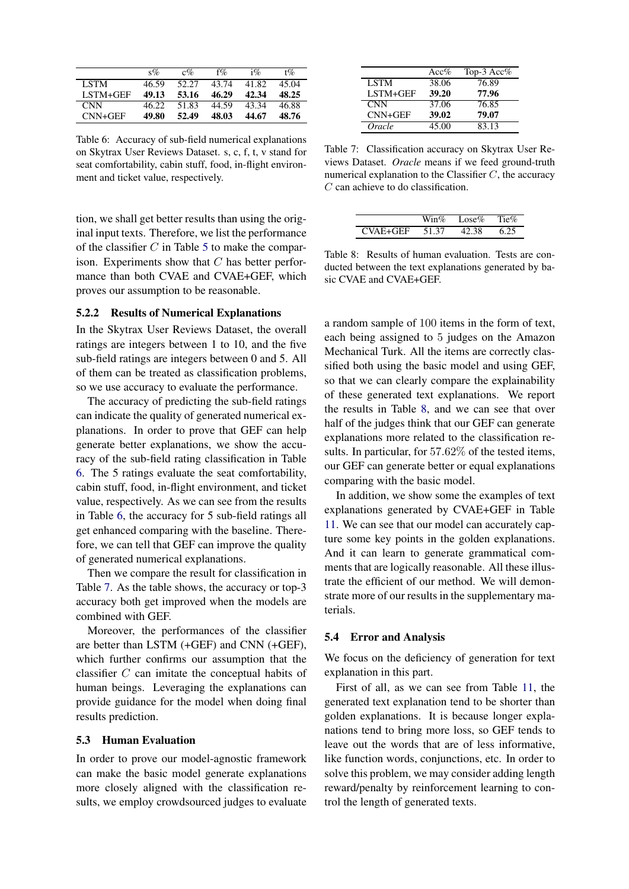|  | s% | c% | f% | i% | t% |
|---|---|---|---|---|---|
| LSTM | 46.59 | 52.27 | 43.74 | 41.82 | 45.04 |
| LSTM+GEF | **49.13** | **53.16** | **46.29** | **42.34** | **48.25** |
| CNN | 46.22 | 51.83 | 44.59 | 43.34 | 46.88 |
| CNN+GEF | **49.80** | **52.49** | **48.03** | **44.67** | **48.76** |

Table 6: Accuracy of sub-field numerical explanations on Skytrax User Reviews Dataset. s, c, f, t, v stand for seat comfortability, cabin stuff, food, in-flight environment and ticket value, respectively.

|  | Acc% | Top-3 Acc% |
|---|---|---|
| LSTM | 38.06 | 76.89 |
| LSTM+GEF | **39.20** | **77.96** |
| CNN | 37.06 | 76.85 |
| CNN+GEF | **39.02** | **79.07** |
| *Oracle* | 45.00 | 83.13 |

Table 7: Classification accuracy on Skytrax User Reviews Dataset. *Oracle* means if we feed ground-truth numerical explanation to the Classifier $C$, the accuracy $C$ can achieve to do classification.

|  | Win% | Lose% | Tie% |
|---|---|---|---|
| CVAE+GEF | 51.37 | 42.38 | 6.25 |

Table 8: Results of human evaluation. Tests are conducted between the text explanations generated by basic CVAE and CVAE+GEF.

tion, we shall get better results than using the original input texts. Therefore, we list the performance of the classifier $C$ in Table 5 to make the comparison. Experiments show that $C$ has better performance than both CVAE and CVAE+GEF, which proves our assumption to be reasonable.

#### 5.2.2 Results of Numerical Explanations

In the Skytrax User Reviews Dataset, the overall ratings are integers between 1 to 10, and the five sub-field ratings are integers between 0 and 5. All of them can be treated as classification problems, so we use accuracy to evaluate the performance.

The accuracy of predicting the sub-field ratings can indicate the quality of generated numerical explanations. In order to prove that GEF can help generate better explanations, we show the accuracy of the sub-field rating classification in Table 6. The 5 ratings evaluate the seat comfortability, cabin stuff, food, in-flight environment, and ticket value, respectively. As we can see from the results in Table 6, the accuracy for 5 sub-field ratings all get enhanced comparing with the baseline. Therefore, we can tell that GEF can improve the quality of generated numerical explanations.

Then we compare the result for classification in Table 7. As the table shows, the accuracy or top-3 accuracy both get improved when the models are combined with GEF.

Moreover, the performances of the classifier are better than LSTM (+GEF) and CNN (+GEF), which further confirms our assumption that the classifier $C$ can imitate the conceptual habits of human beings. Leveraging the explanations can provide guidance for the model when doing final results prediction.

### 5.3 Human Evaluation

In order to prove our model-agnostic framework can make the basic model generate explanations more closely aligned with the classification results, we employ crowdsourced judges to evaluate a random sample of 100 items in the form of text, each being assigned to 5 judges on the Amazon Mechanical Turk. All the items are correctly classified both using the basic model and using GEF, so that we can clearly compare the explainability of these generated text explanations. We report the results in Table 8, and we can see that over half of the judges think that our GEF can generate explanations more related to the classification results. In particular, for 57.62% of the tested items, our GEF can generate better or equal explanations comparing with the basic model.

In addition, we show some the examples of text explanations generated by CVAE+GEF in Table 11. We can see that our model can accurately capture some key points in the golden explanations. And it can learn to generate grammatical comments that are logically reasonable. All these illustrate the efficient of our method. We will demonstrate more of our results in the supplementary materials.

### 5.4 Error and Analysis

We focus on the deficiency of generation for text explanation in this part.

First of all, as we can see from Table 11, the generated text explanation tend to be shorter than golden explanations. It is because longer explanations tend to bring more loss, so GEF tends to leave out the words that are of less informative, like function words, conjunctions, etc. In order to solve this problem, we may consider adding length reward/penalty by reinforcement learning to control the length of generated texts.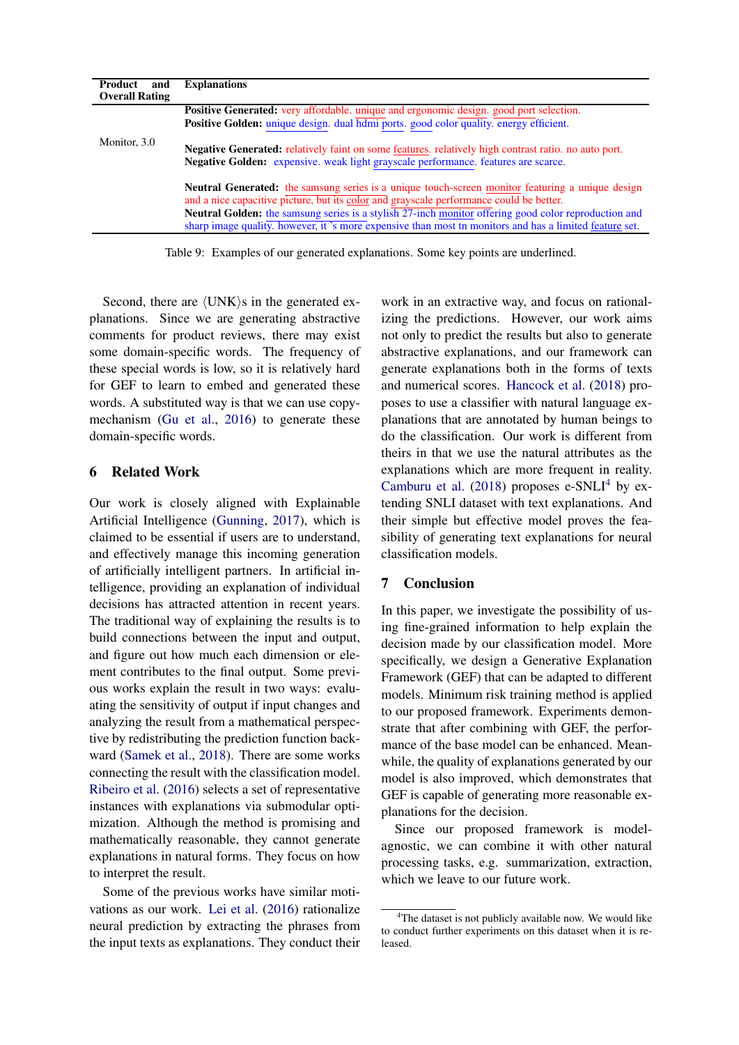| Product and Overall Rating | Explanations |
|---|---|
| Monitor, 3.0 | **Positive Generated:** very affordable. unique and ergonomic design. good port selection.<br>**Positive Golden:** unique design. dual hdmi ports. good color quality. energy efficient.<br><br>**Negative Generated:** relatively faint on some features. relatively high contrast ratio. no auto port.<br>**Negative Golden:** expensive. weak light grayscale performance. features are scarce.<br><br>**Neutral Generated:** the samsung series is a unique touch-screen monitor featuring a unique design and a nice capacitive picture, but its color and grayscale performance could be better.<br>**Neutral Golden:** the samsung series is a stylish 27-inch monitor offering good color reproduction and sharp image quality. however, it 's more expensive than most tn monitors and has a limited feature set. |

Table 9: Examples of our generated explanations. Some key points are underlined.

Second, there are ⟨UNK⟩s in the generated explanations. Since we are generating abstractive comments for product reviews, there may exist some domain-specific words. The frequency of these special words is low, so it is relatively hard for GEF to learn to embed and generated these words. A substituted way is that we can use copy-mechanism (Gu et al., 2016) to generate these domain-specific words.

## 6 Related Work

Our work is closely aligned with Explainable Artificial Intelligence (Gunning, 2017), which is claimed to be essential if users are to understand, and effectively manage this incoming generation of artificially intelligent partners. In artificial intelligence, providing an explanation of individual decisions has attracted attention in recent years. The traditional way of explaining the results is to build connections between the input and output, and figure out how much each dimension or element contributes to the final output. Some previous works explain the result in two ways: evaluating the sensitivity of output if input changes and analyzing the result from a mathematical perspective by redistributing the prediction function backward (Samek et al., 2018). There are some works connecting the result with the classification model. Ribeiro et al. (2016) selects a set of representative instances with explanations via submodular optimization. Although the method is promising and mathematically reasonable, they cannot generate explanations in natural forms. They focus on how to interpret the result.

Some of the previous works have similar motivations as our work. Lei et al. (2016) rationalize neural prediction by extracting the phrases from the input texts as explanations. They conduct their work in an extractive way, and focus on rationalizing the predictions. However, our work aims not only to predict the results but also to generate abstractive explanations, and our framework can generate explanations both in the forms of texts and numerical scores. Hancock et al. (2018) proposes to use a classifier with natural language explanations that are annotated by human beings to do the classification. Our work is different from theirs in that we use the natural attributes as the explanations which are more frequent in reality. Camburu et al. (2018) proposes e-SNLI[4] by extending SNLI dataset with text explanations. And their simple but effective model proves the feasibility of generating text explanations for neural classification models.

## 7 Conclusion

In this paper, we investigate the possibility of using fine-grained information to help explain the decision made by our classification model. More specifically, we design a Generative Explanation Framework (GEF) that can be adapted to different models. Minimum risk training method is applied to our proposed framework. Experiments demonstrate that after combining with GEF, the performance of the base model can be enhanced. Meanwhile, the quality of explanations generated by our model is also improved, which demonstrates that GEF is capable of generating more reasonable explanations for the decision.

Since our proposed framework is model-agnostic, we can combine it with other natural processing tasks, e.g. summarization, extraction, which we leave to our future work.

[4]The dataset is not publicly available now. We would like to conduct further experiments on this dataset when it is released.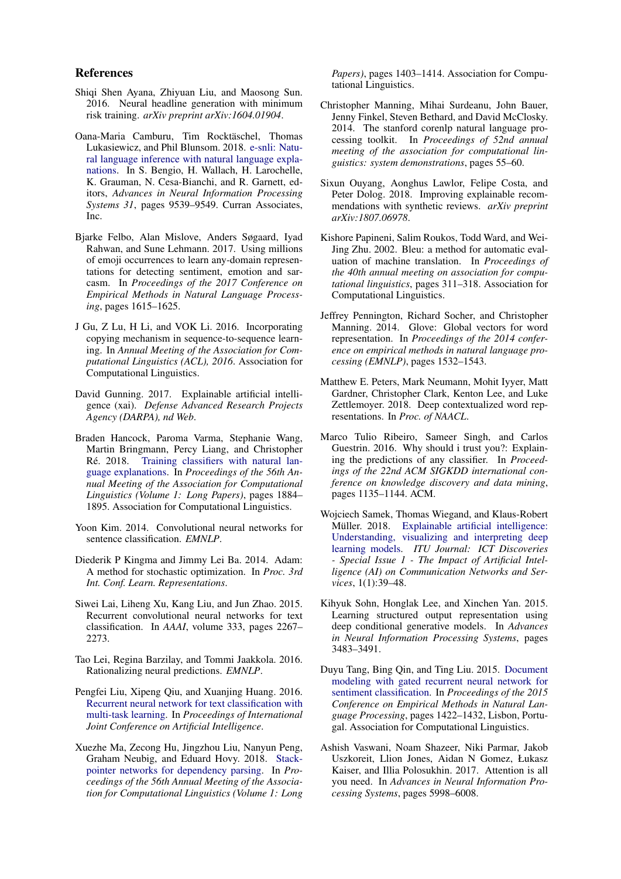## References

Shiqi Shen Ayana, Zhiyuan Liu, and Maosong Sun. 2016. Neural headline generation with minimum risk training. *arXiv preprint arXiv:1604.01904*.

Oana-Maria Camburu, Tim Rocktäschel, Thomas Lukasiewicz, and Phil Blunsom. 2018. e-snli: Natural language inference with natural language explanations. In S. Bengio, H. Wallach, H. Larochelle, K. Grauman, N. Cesa-Bianchi, and R. Garnett, editors, *Advances in Neural Information Processing Systems 31*, pages 9539–9549. Curran Associates, Inc.

Bjarke Felbo, Alan Mislove, Anders Søgaard, Iyad Rahwan, and Sune Lehmann. 2017. Using millions of emoji occurrences to learn any-domain representations for detecting sentiment, emotion and sarcasm. In *Proceedings of the 2017 Conference on Empirical Methods in Natural Language Processing*, pages 1615–1625.

J Gu, Z Lu, H Li, and VOK Li. 2016. Incorporating copying mechanism in sequence-to-sequence learning. In *Annual Meeting of the Association for Computational Linguistics (ACL), 2016*. Association for Computational Linguistics.

David Gunning. 2017. Explainable artificial intelligence (xai). *Defense Advanced Research Projects Agency (DARPA), nd Web*.

Braden Hancock, Paroma Varma, Stephanie Wang, Martin Bringmann, Percy Liang, and Christopher Ré. 2018. Training classifiers with natural language explanations. In *Proceedings of the 56th Annual Meeting of the Association for Computational Linguistics (Volume 1: Long Papers)*, pages 1884–1895. Association for Computational Linguistics.

Yoon Kim. 2014. Convolutional neural networks for sentence classification. *EMNLP*.

Diederik P Kingma and Jimmy Lei Ba. 2014. Adam: A method for stochastic optimization. In *Proc. 3rd Int. Conf. Learn. Representations*.

Siwei Lai, Liheng Xu, Kang Liu, and Jun Zhao. 2015. Recurrent convolutional neural networks for text classification. In *AAAI*, volume 333, pages 2267–2273.

Tao Lei, Regina Barzilay, and Tommi Jaakkola. 2016. Rationalizing neural predictions. *EMNLP*.

Pengfei Liu, Xipeng Qiu, and Xuanjing Huang. 2016. Recurrent neural network for text classification with multi-task learning. In *Proceedings of International Joint Conference on Artificial Intelligence*.

Xuezhe Ma, Zecong Hu, Jingzhou Liu, Nanyun Peng, Graham Neubig, and Eduard Hovy. 2018. Stack-pointer networks for dependency parsing. In *Proceedings of the 56th Annual Meeting of the Association for Computational Linguistics (Volume 1: Long Papers)*, pages 1403–1414. Association for Computational Linguistics.

Christopher Manning, Mihai Surdeanu, John Bauer, Jenny Finkel, Steven Bethard, and David McClosky. 2014. The stanford corenlp natural language processing toolkit. In *Proceedings of 52nd annual meeting of the association for computational linguistics: system demonstrations*, pages 55–60.

Sixun Ouyang, Aonghus Lawlor, Felipe Costa, and Peter Dolog. 2018. Improving explainable recommendations with synthetic reviews. *arXiv preprint arXiv:1807.06978*.

Kishore Papineni, Salim Roukos, Todd Ward, and Wei-Jing Zhu. 2002. Bleu: a method for automatic evaluation of machine translation. In *Proceedings of the 40th annual meeting on association for computational linguistics*, pages 311–318. Association for Computational Linguistics.

Jeffrey Pennington, Richard Socher, and Christopher Manning. 2014. Glove: Global vectors for word representation. In *Proceedings of the 2014 conference on empirical methods in natural language processing (EMNLP)*, pages 1532–1543.

Matthew E. Peters, Mark Neumann, Mohit Iyyer, Matt Gardner, Christopher Clark, Kenton Lee, and Luke Zettlemoyer. 2018. Deep contextualized word representations. In *Proc. of NAACL*.

Marco Tulio Ribeiro, Sameer Singh, and Carlos Guestrin. 2016. Why should i trust you?: Explaining the predictions of any classifier. In *Proceedings of the 22nd ACM SIGKDD international conference on knowledge discovery and data mining*, pages 1135–1144. ACM.

Wojciech Samek, Thomas Wiegand, and Klaus-Robert Müller. 2018. Explainable artificial intelligence: Understanding, visualizing and interpreting deep learning models. *ITU Journal: ICT Discoveries - Special Issue 1 - The Impact of Artificial Intelligence (AI) on Communication Networks and Services*, 1(1):39–48.

Kihyuk Sohn, Honglak Lee, and Xinchen Yan. 2015. Learning structured output representation using deep conditional generative models. In *Advances in Neural Information Processing Systems*, pages 3483–3491.

Duyu Tang, Bing Qin, and Ting Liu. 2015. Document modeling with gated recurrent neural network for sentiment classification. In *Proceedings of the 2015 Conference on Empirical Methods in Natural Language Processing*, pages 1422–1432, Lisbon, Portugal. Association for Computational Linguistics.

Ashish Vaswani, Noam Shazeer, Niki Parmar, Jakob Uszkoreit, Llion Jones, Aidan N Gomez, Łukasz Kaiser, and Illia Polosukhin. 2017. Attention is all you need. In *Advances in Neural Information Processing Systems*, pages 5998–6008.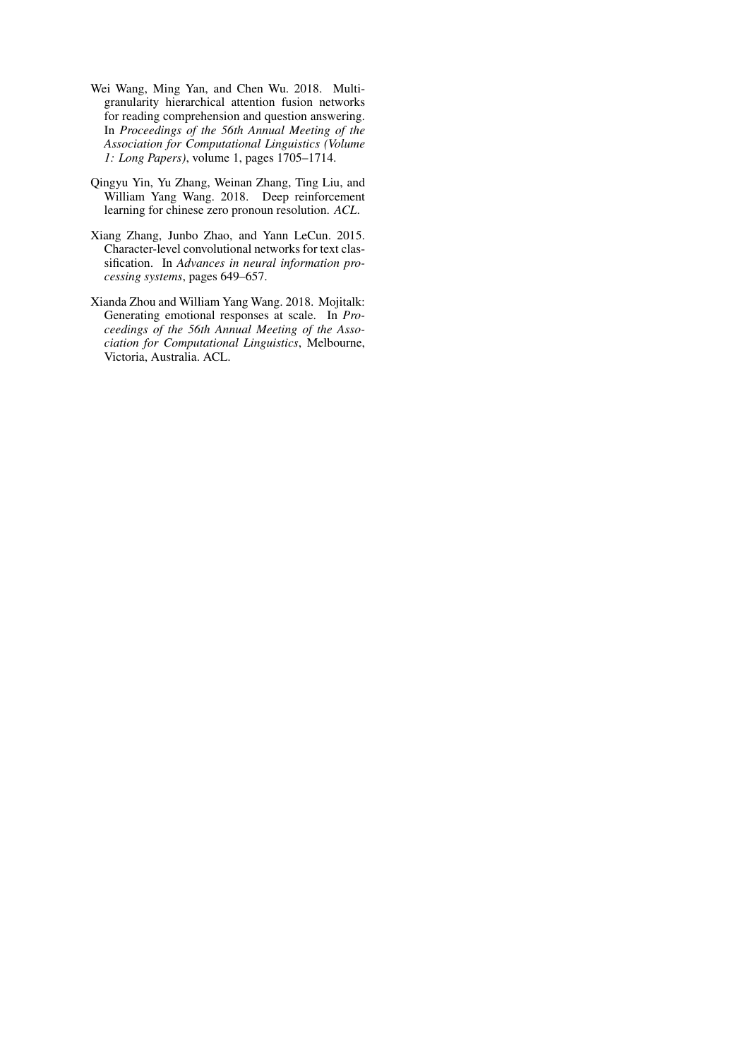Wei Wang, Ming Yan, and Chen Wu. 2018. Multi-granularity hierarchical attention fusion networks for reading comprehension and question answering. In *Proceedings of the 56th Annual Meeting of the Association for Computational Linguistics (Volume 1: Long Papers)*, volume 1, pages 1705–1714.

Qingyu Yin, Yu Zhang, Weinan Zhang, Ting Liu, and William Yang Wang. 2018. Deep reinforcement learning for chinese zero pronoun resolution. *ACL*.

Xiang Zhang, Junbo Zhao, and Yann LeCun. 2015. Character-level convolutional networks for text classification. In *Advances in neural information processing systems*, pages 649–657.

Xianda Zhou and William Yang Wang. 2018. Mojitalk: Generating emotional responses at scale. In *Proceedings of the 56th Annual Meeting of the Association for Computational Linguistics*, Melbourne, Victoria, Australia. ACL.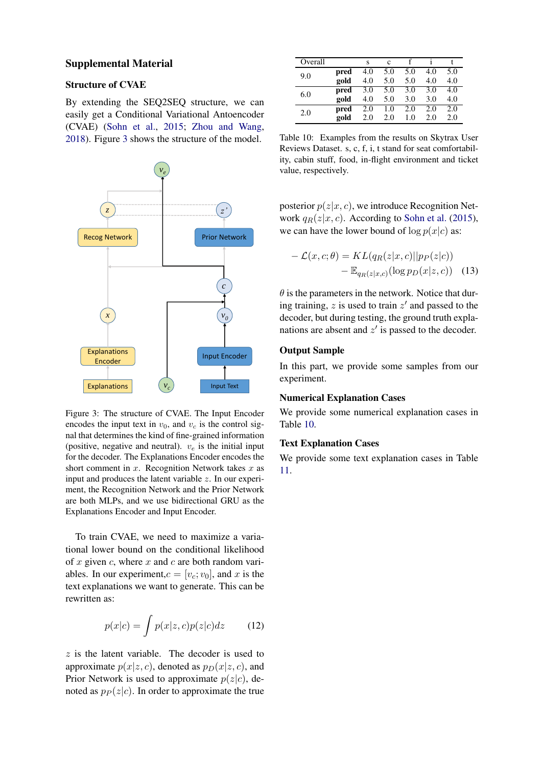## Supplemental Material

### Structure of CVAE

By extending the SEQ2SEQ structure, we can easily get a Conditional Variational Antoencoder (CVAE) (Sohn et al., 2015; Zhou and Wang, 2018). Figure 3 shows the structure of the model.

Figure 3: The structure of CVAE. The Input Encoder encodes the input text in $v_0$, and $v_c$ is the control signal that determines the kind of fine-grained information (positive, negative and neutral). $v_e$ is the initial input for the decoder. The Explanations Encoder encodes the short comment in $x$. Recognition Network takes $x$ as input and produces the latent variable $z$. In our experiment, the Recognition Network and the Prior Network are both MLPs, and we use bidirectional GRU as the Explanations Encoder and Input Encoder.

To train CVAE, we need to maximize a variational lower bound on the conditional likelihood of $x$ given $c$, where $x$ and $c$ are both random variables. In our experiment, $c = [v_c; v_0]$, and $x$ is the text explanations we want to generate. This can be rewritten as:

$$p(x|c) = \int p(x|z, c)p(z|c)dz \tag{12}$$

$z$ is the latent variable. The decoder is used to approximate $p(x|z, c)$, denoted as $p_D(x|z, c)$, and Prior Network is used to approximate $p(z|c)$, denoted as $p_P(z|c)$. In order to approximate the true posterior $p(z|x, c)$, we introduce Recognition Network $q_R(z|x, c)$. According to Sohn et al. (2015), we can have the lower bound of $\log p(x|c)$ as:

$$\begin{aligned} -\mathcal{L}(x, c; \theta) &= KL(q_R(z|x, c)||p_P(z|c)) \\ &\quad - \mathbb{E}_{q_R(z|x,c)}(\log p_D(x|z, c)) \end{aligned} \tag{13}$$

$\theta$ is the parameters in the network. Notice that during training, $z$ is used to train $z'$ and passed to the decoder, but during testing, the ground truth explanations are absent and $z'$ is passed to the decoder.

### Output Sample

In this part, we provide some samples from our experiment.

### Numerical Explanation Cases

We provide some numerical explanation cases in Table 10.

| Overall | | s | c | f | i | t |
|---|---|---|---|---|---|---|
| 9.0 | **pred** | 4.0 | 5.0 | 5.0 | 4.0 | 5.0 |
| | **gold** | 4.0 | 5.0 | 5.0 | 4.0 | 4.0 |
| 6.0 | **pred** | 3.0 | 5.0 | 3.0 | 3.0 | 4.0 |
| | **gold** | 4.0 | 5.0 | 3.0 | 3.0 | 4.0 |
| 2.0 | **pred** | 2.0 | 1.0 | 2.0 | 2.0 | 2.0 |
| | **gold** | 2.0 | 2.0 | 1.0 | 2.0 | 2.0 |

Table 10: Examples from the results on Skytrax User Reviews Dataset. s, c, f, i, t stand for seat comfortability, cabin stuff, food, in-flight environment and ticket value, respectively.

### Text Explanation Cases

We provide some text explanation cases in Table 11.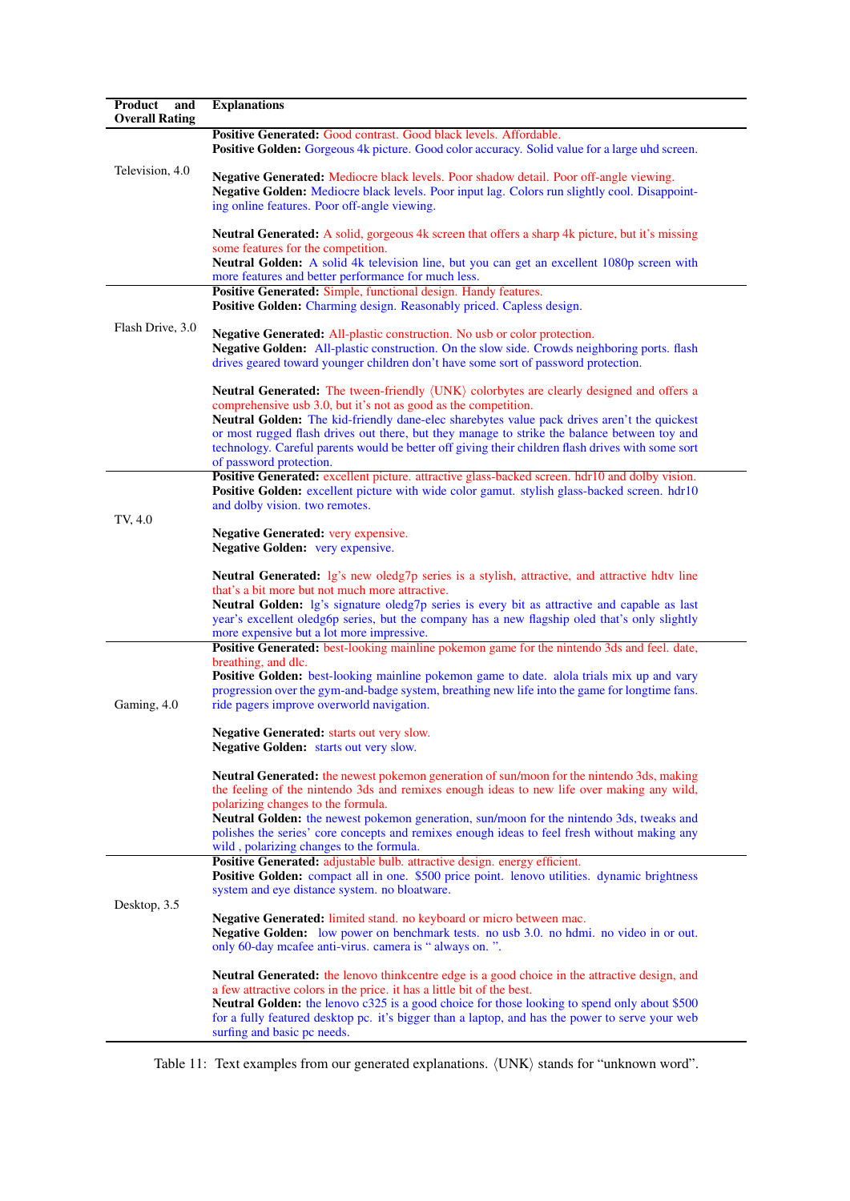| Product and Overall Rating | Explanations |
|---|---|
| Television, 4.0 | **Positive Generated:** Good contrast. Good black levels. Affordable.<br>**Positive Golden:** Gorgeous 4k picture. Good color accuracy. Solid value for a large uhd screen.<br><br>**Negative Generated:** Mediocre black levels. Poor shadow detail. Poor off-angle viewing.<br>**Negative Golden:** Mediocre black levels. Poor input lag. Colors run slightly cool. Disappointing online features. Poor off-angle viewing.<br><br>**Neutral Generated:** A solid, gorgeous 4k screen that offers a sharp 4k picture, but it's missing some features for the competition.<br>**Neutral Golden:** A solid 4k television line, but you can get an excellent 1080p screen with more features and better performance for much less. |
| Flash Drive, 3.0 | **Positive Generated:** Simple, functional design. Handy features.<br>**Positive Golden:** Charming design. Reasonably priced. Capless design.<br><br>**Negative Generated:** All-plastic construction. No usb or color protection.<br>**Negative Golden:** All-plastic construction. On the slow side. Crowds neighboring ports. flash drives geared toward younger children don't have some sort of password protection.<br><br>**Neutral Generated:** The tween-friendly ⟨UNK⟩ colorbytes are clearly designed and offers a comprehensive usb 3.0, but it's not as good as the competition.<br>**Neutral Golden:** The kid-friendly dane-elec sharebytes value pack drives aren't the quickest or most rugged flash drives out there, but they manage to strike the balance between toy and technology. Careful parents would be better off giving their children flash drives with some sort of password protection. |
| TV, 4.0 | **Positive Generated:** excellent picture. attractive glass-backed screen. hdr10 and dolby vision.<br>**Positive Golden:** excellent picture with wide color gamut. stylish glass-backed screen. hdr10 and dolby vision. two remotes.<br><br>**Negative Generated:** very expensive.<br>**Negative Golden:** very expensive.<br><br>**Neutral Generated:** lg's new oledg7p series is a stylish, attractive, and attractive hdtv line that's a bit more but not much more attractive.<br>**Neutral Golden:** lg's signature oledg7p series is every bit as attractive and capable as last year's excellent oledg6p series, but the company has a new flagship oled that's only slightly more expensive but a lot more impressive. |
| Gaming, 4.0 | **Positive Generated:** best-looking mainline pokemon game for the nintendo 3ds and feel. date, breathing, and dlc.<br>**Positive Golden:** best-looking mainline pokemon game to date. alola trials mix up and vary progression over the gym-and-badge system, breathing new life into the game for longtime fans. ride pagers improve overworld navigation.<br><br>**Negative Generated:** starts out very slow.<br>**Negative Golden:** starts out very slow.<br><br>**Neutral Generated:** the newest pokemon generation of sun/moon for the nintendo 3ds, making the feeling of the nintendo 3ds and remixes enough ideas to new life over making any wild, polarizing changes to the formula.<br>**Neutral Golden:** the newest pokemon generation, sun/moon for the nintendo 3ds, tweaks and polishes the series' core concepts and remixes enough ideas to feel fresh without making any wild , polarizing changes to the formula. |
| Desktop, 3.5 | **Positive Generated:** adjustable bulb. attractive design. energy efficient.<br>**Positive Golden:** compact all in one. $500 price point. lenovo utilities. dynamic brightness system and eye distance system. no bloatware.<br><br>**Negative Generated:** limited stand. no keyboard or micro between mac.<br>**Negative Golden:** low power on benchmark tests. no usb 3.0. no hdmi. no video in or out. only 60-day mcafee anti-virus. camera is " always on. ".<br><br>**Neutral Generated:** the lenovo thinkcentre edge is a good choice in the attractive design, and a few attractive colors in the price. it has a little bit of the best.<br>**Neutral Golden:** the lenovo c325 is a good choice for those looking to spend only about $500 for a fully featured desktop pc. it's bigger than a laptop, and has the power to serve your web surfing and basic pc needs. |

Table 11: Text examples from our generated explanations. ⟨UNK⟩ stands for "unknown word".